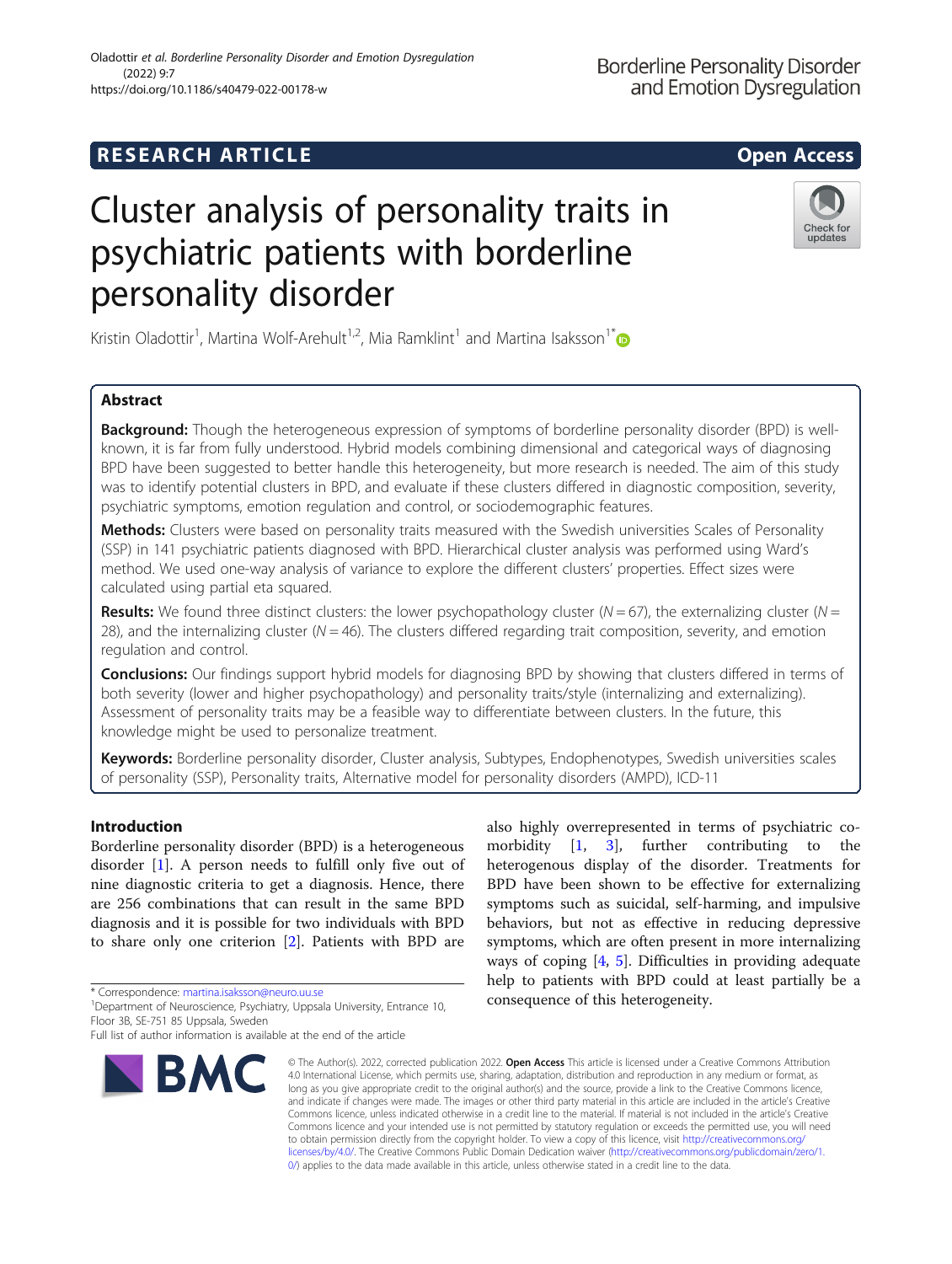RESEARCH ARTICLE

Open Access

# Cluster analysis of personality traits in psychiatric patients with borderline personality disorder

Kristin Oladottir[1], Martina Wolf-Arehult[1,2], Mia Ramklint[1] and Martina Isaksson[1*]

## Abstract

**Background:** Though the heterogeneous expression of symptoms of borderline personality disorder (BPD) is well-known, it is far from fully understood. Hybrid models combining dimensional and categorical ways of diagnosing BPD have been suggested to better handle this heterogeneity, but more research is needed. The aim of this study was to identify potential clusters in BPD, and evaluate if these clusters differed in diagnostic composition, severity, psychiatric symptoms, emotion regulation and control, or sociodemographic features.

**Methods:** Clusters were based on personality traits measured with the Swedish universities Scales of Personality (SSP) in 141 psychiatric patients diagnosed with BPD. Hierarchical cluster analysis was performed using Ward's method. We used one-way analysis of variance to explore the different clusters' properties. Effect sizes were calculated using partial eta squared.

**Results:** We found three distinct clusters: the lower psychopathology cluster ($N = 67$), the externalizing cluster ($N = 28$), and the internalizing cluster ($N = 46$). The clusters differed regarding trait composition, severity, and emotion regulation and control.

**Conclusions:** Our findings support hybrid models for diagnosing BPD by showing that clusters differed in terms of both severity (lower and higher psychopathology) and personality traits/style (internalizing and externalizing). Assessment of personality traits may be a feasible way to differentiate between clusters. In the future, this knowledge might be used to personalize treatment.

**Keywords:** Borderline personality disorder, Cluster analysis, Subtypes, Endophenotypes, Swedish universities scales of personality (SSP), Personality traits, Alternative model for personality disorders (AMPD), ICD-11

## Introduction

Borderline personality disorder (BPD) is a heterogeneous disorder [1]. A person needs to fulfill only five out of nine diagnostic criteria to get a diagnosis. Hence, there are 256 combinations that can result in the same BPD diagnosis and it is possible for two individuals with BPD to share only one criterion [2]. Patients with BPD are also highly overrepresented in terms of psychiatric co-morbidity [1, 3], further contributing to the heterogenous display of the disorder. Treatments for BPD have been shown to be effective for externalizing symptoms such as suicidal, self-harming, and impulsive behaviors, but not as effective in reducing depressive symptoms, which are often present in more internalizing ways of coping [4, 5]. Difficulties in providing adequate help to patients with BPD could at least partially be a consequence of this heterogeneity.

\* Correspondence: martina.isaksson@neuro.uu.se

[1]Department of Neuroscience, Psychiatry, Uppsala University, Entrance 10, Floor 3B, SE-751 85 Uppsala, Sweden

Full list of author information is available at the end of the article

© The Author(s). 2022, corrected publication 2022. **Open Access** This article is licensed under a Creative Commons Attribution 4.0 International License, which permits use, sharing, adaptation, distribution and reproduction in any medium or format, as long as you give appropriate credit to the original author(s) and the source, provide a link to the Creative Commons licence, and indicate if changes were made. The images or other third party material in this article are included in the article's Creative Commons licence, unless indicated otherwise in a credit line to the material. If material is not included in the article's Creative Commons licence and your intended use is not permitted by statutory regulation or exceeds the permitted use, you will need to obtain permission directly from the copyright holder. To view a copy of this licence, visit http://creativecommons.org/licenses/by/4.0/. The Creative Commons Public Domain Dedication waiver (http://creativecommons.org/publicdomain/zero/1.0/) applies to the data made available in this article, unless otherwise stated in a credit line to the data.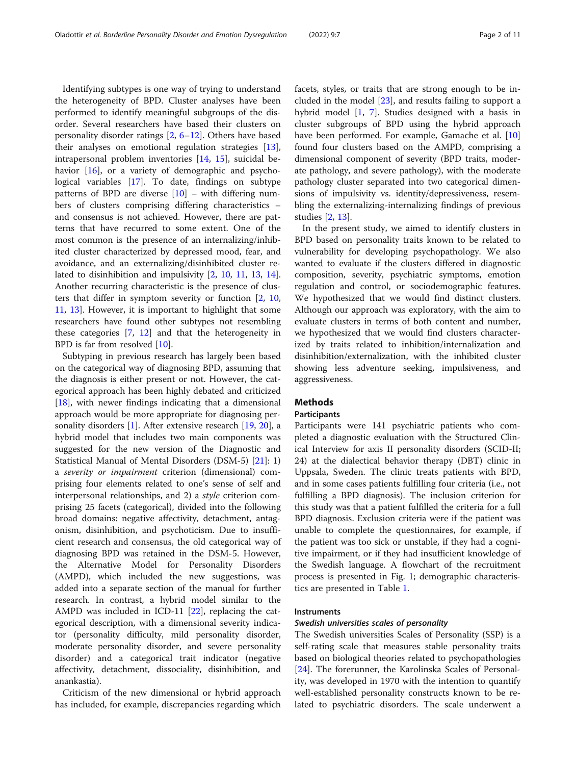Identifying subtypes is one way of trying to understand the heterogeneity of BPD. Cluster analyses have been performed to identify meaningful subgroups of the disorder. Several researchers have based their clusters on personality disorder ratings [2, 6–12]. Others have based their analyses on emotional regulation strategies [13], intrapersonal problem inventories [14, 15], suicidal behavior [16], or a variety of demographic and psychological variables [17]. To date, findings on subtype patterns of BPD are diverse [10] – with differing numbers of clusters comprising differing characteristics – and consensus is not achieved. However, there are patterns that have recurred to some extent. One of the most common is the presence of an internalizing/inhibited cluster characterized by depressed mood, fear, and avoidance, and an externalizing/disinhibited cluster related to disinhibition and impulsivity [2, 10, 11, 13, 14]. Another recurring characteristic is the presence of clusters that differ in symptom severity or function [2, 10, 11, 13]. However, it is important to highlight that some researchers have found other subtypes not resembling these categories [7, 12] and that the heterogeneity in BPD is far from resolved [10].

Subtyping in previous research has largely been based on the categorical way of diagnosing BPD, assuming that the diagnosis is either present or not. However, the categorical approach has been highly debated and criticized [18], with newer findings indicating that a dimensional approach would be more appropriate for diagnosing personality disorders [1]. After extensive research [19, 20], a hybrid model that includes two main components was suggested for the new version of the Diagnostic and Statistical Manual of Mental Disorders (DSM-5) [21]: 1) a *severity or impairment* criterion (dimensional) comprising four elements related to one's sense of self and interpersonal relationships, and 2) a *style* criterion comprising 25 facets (categorical), divided into the following broad domains: negative affectivity, detachment, antagonism, disinhibition, and psychoticism. Due to insufficient research and consensus, the old categorical way of diagnosing BPD was retained in the DSM-5. However, the Alternative Model for Personality Disorders (AMPD), which included the new suggestions, was added into a separate section of the manual for further research. In contrast, a hybrid model similar to the AMPD was included in ICD-11 [22], replacing the categorical description, with a dimensional severity indicator (personality difficulty, mild personality disorder, moderate personality disorder, and severe personality disorder) and a categorical trait indicator (negative affectivity, detachment, dissociality, disinhibition, and anankastia).

Criticism of the new dimensional or hybrid approach has included, for example, discrepancies regarding which facets, styles, or traits that are strong enough to be included in the model [23], and results failing to support a hybrid model [1, 7]. Studies designed with a basis in cluster subgroups of BPD using the hybrid approach have been performed. For example, Gamache et al. [10] found four clusters based on the AMPD, comprising a dimensional component of severity (BPD traits, moderate pathology, and severe pathology), with the moderate pathology cluster separated into two categorical dimensions of impulsivity vs. identity/depressiveness, resembling the externalizing-internalizing findings of previous studies [2, 13].

In the present study, we aimed to identify clusters in BPD based on personality traits known to be related to vulnerability for developing psychopathology. We also wanted to evaluate if the clusters differed in diagnostic composition, severity, psychiatric symptoms, emotion regulation and control, or sociodemographic features. We hypothesized that we would find distinct clusters. Although our approach was exploratory, with the aim to evaluate clusters in terms of both content and number, we hypothesized that we would find clusters characterized by traits related to inhibition/internalization and disinhibition/externalization, with the inhibited cluster showing less adventure seeking, impulsiveness, and aggressiveness.

## Methods

### Participants

Participants were 141 psychiatric patients who completed a diagnostic evaluation with the Structured Clinical Interview for axis II personality disorders (SCID-II; 24) at the dialectical behavior therapy (DBT) clinic in Uppsala, Sweden. The clinic treats patients with BPD, and in some cases patients fulfilling four criteria (i.e., not fulfilling a BPD diagnosis). The inclusion criterion for this study was that a patient fulfilled the criteria for a full BPD diagnosis. Exclusion criteria were if the patient was unable to complete the questionnaires, for example, if the patient was too sick or unstable, if they had a cognitive impairment, or if they had insufficient knowledge of the Swedish language. A flowchart of the recruitment process is presented in Fig. 1; demographic characteristics are presented in Table 1.

### Instruments

#### *Swedish universities scales of personality*

The Swedish universities Scales of Personality (SSP) is a self-rating scale that measures stable personality traits based on biological theories related to psychopathologies [24]. The forerunner, the Karolinska Scales of Personality, was developed in 1970 with the intention to quantify well-established personality constructs known to be related to psychiatric disorders. The scale underwent a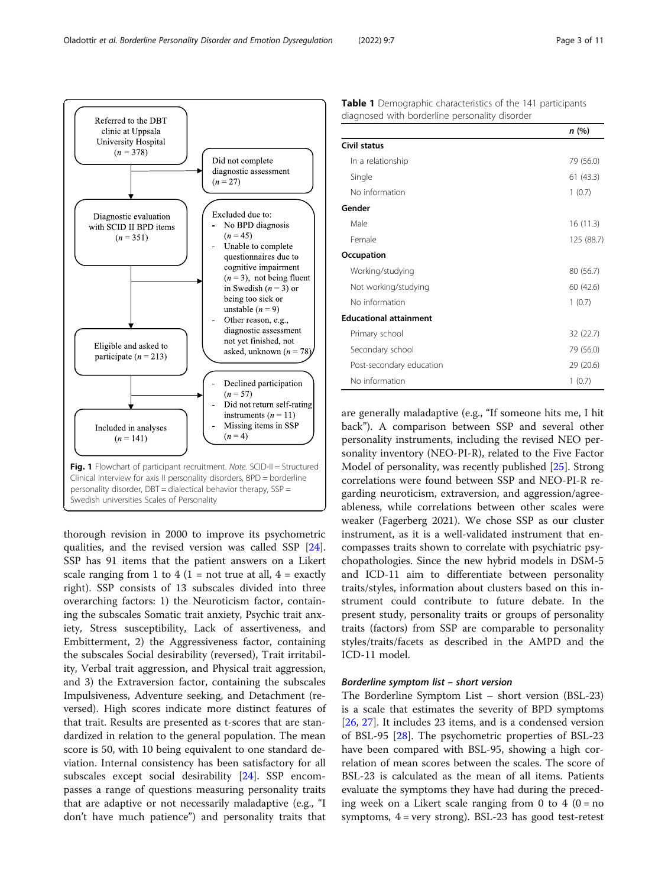Referred to the DBT clinic at Uppsala University Hospital ($n = 378$)

Did not complete diagnostic assessment ($n = 27$)

Diagnostic evaluation with SCID II BPD items ($n = 351$)

Excluded due to:
- No BPD diagnosis ($n = 45$)
- Unable to complete questionnaires due to cognitive impairment ($n = 3$), not being fluent in Swedish ($n = 3$) or being too sick or unstable ($n = 9$)
- Other reason, e.g., diagnostic assessment not yet finished, not asked, unknown ($n = 78$)

Eligible and asked to participate ($n = 213$)

- Declined participation ($n = 57$)
- Did not return self-rating instruments ($n = 11$)
- Missing items in SSP ($n = 4$)

Included in analyses ($n = 141$)

**Fig. 1** Flowchart of participant recruitment. *Note.* SCID-II = Structured Clinical Interview for axis II personality disorders, BPD = borderline personality disorder, DBT = dialectical behavior therapy, SSP = Swedish universities Scales of Personality

thorough revision in 2000 to improve its psychometric qualities, and the revised version was called SSP [24]. SSP has 91 items that the patient answers on a Likert scale ranging from 1 to 4 (1 = not true at all, 4 = exactly right). SSP consists of 13 subscales divided into three overarching factors: 1) the Neuroticism factor, containing the subscales Somatic trait anxiety, Psychic trait anxiety, Stress susceptibility, Lack of assertiveness, and Embitterment, 2) the Aggressiveness factor, containing the subscales Social desirability (reversed), Trait irritability, Verbal trait aggression, and Physical trait aggression, and 3) the Extraversion factor, containing the subscales Impulsiveness, Adventure seeking, and Detachment (reversed). High scores indicate more distinct features of that trait. Results are presented as t-scores that are standardized in relation to the general population. The mean score is 50, with 10 being equivalent to one standard deviation. Internal consistency has been satisfactory for all subscales except social desirability [24]. SSP encompasses a range of questions measuring personality traits that are adaptive or not necessarily maladaptive (e.g., "I don't have much patience") and personality traits that

**Table 1** Demographic characteristics of the 141 participants diagnosed with borderline personality disorder

| | *n* (%) |
|---|---|
| **Civil status** | |
| In a relationship | 79 (56.0) |
| Single | 61 (43.3) |
| No information | 1 (0.7) |
| **Gender** | |
| Male | 16 (11.3) |
| Female | 125 (88.7) |
| **Occupation** | |
| Working/studying | 80 (56.7) |
| Not working/studying | 60 (42.6) |
| No information | 1 (0.7) |
| **Educational attainment** | |
| Primary school | 32 (22.7) |
| Secondary school | 79 (56.0) |
| Post-secondary education | 29 (20.6) |
| No information | 1 (0.7) |

are generally maladaptive (e.g., "If someone hits me, I hit back"). A comparison between SSP and several other personality instruments, including the revised NEO personality inventory (NEO-PI-R), related to the Five Factor Model of personality, was recently published [25]. Strong correlations were found between SSP and NEO-PI-R regarding neuroticism, extraversion, and aggression/agreeableness, while correlations between other scales were weaker (Fagerberg 2021). We chose SSP as our cluster instrument, as it is a well-validated instrument that encompasses traits shown to correlate with psychiatric psychopathologies. Since the new hybrid models in DSM-5 and ICD-11 aim to differentiate between personality traits/styles, information about clusters based on this instrument could contribute to future debate. In the present study, personality traits or groups of personality traits (factors) from SSP are comparable to personality styles/traits/facets as described in the AMPD and the ICD-11 model.

#### *Borderline symptom list – short version*

The Borderline Symptom List – short version (BSL-23) is a scale that estimates the severity of BPD symptoms [26, 27]. It includes 23 items, and is a condensed version of BSL-95 [28]. The psychometric properties of BSL-23 have been compared with BSL-95, showing a high correlation of mean scores between the scales. The score of BSL-23 is calculated as the mean of all items. Patients evaluate the symptoms they have had during the preceding week on a Likert scale ranging from 0 to 4 (0 = no symptoms, 4 = very strong). BSL-23 has good test-retest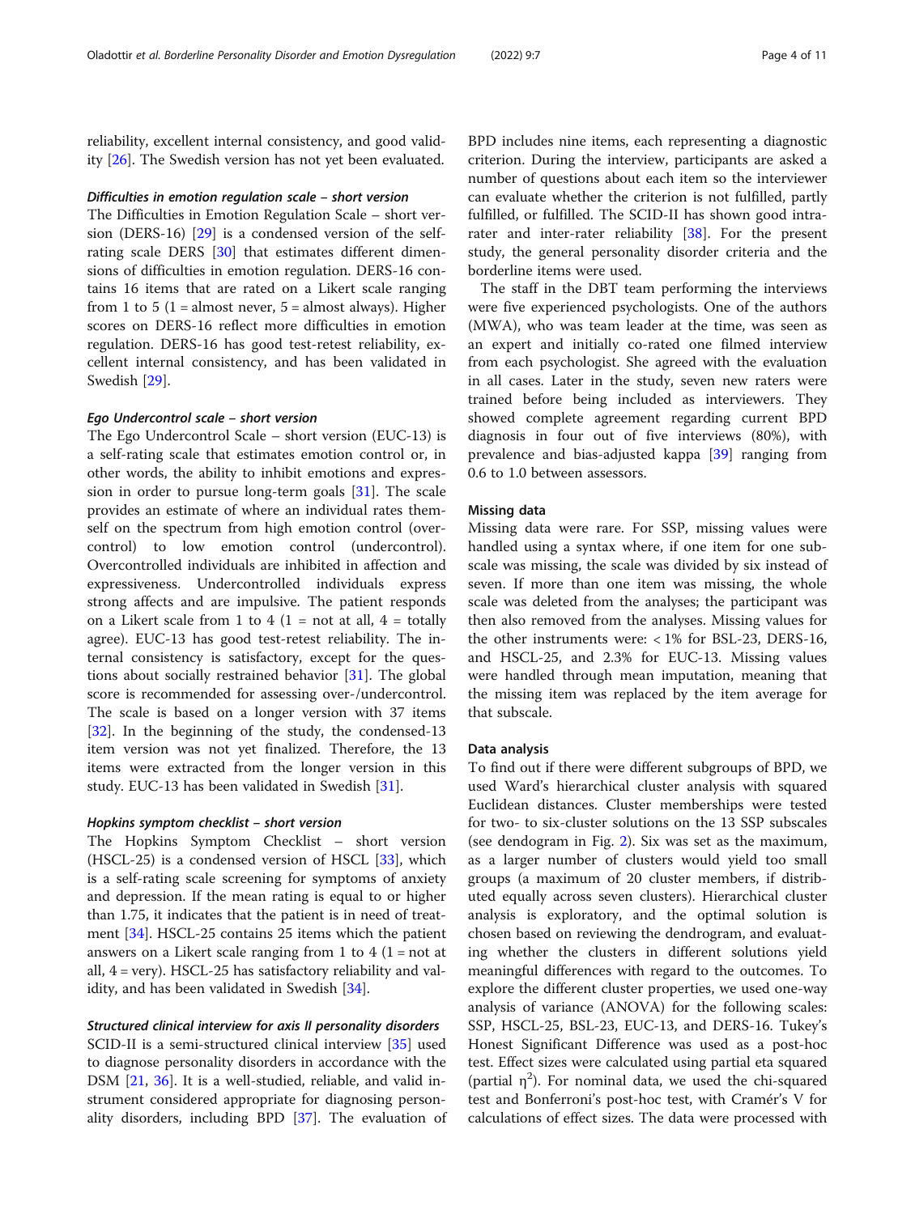reliability, excellent internal consistency, and good validity [26]. The Swedish version has not yet been evaluated.

#### *Difficulties in emotion regulation scale – short version*

The Difficulties in Emotion Regulation Scale – short version (DERS-16) [29] is a condensed version of the self-rating scale DERS [30] that estimates different dimensions of difficulties in emotion regulation. DERS-16 contains 16 items that are rated on a Likert scale ranging from 1 to 5 (1 = almost never, 5 = almost always). Higher scores on DERS-16 reflect more difficulties in emotion regulation. DERS-16 has good test-retest reliability, excellent internal consistency, and has been validated in Swedish [29].

#### *Ego Undercontrol scale – short version*

The Ego Undercontrol Scale – short version (EUC-13) is a self-rating scale that estimates emotion control or, in other words, the ability to inhibit emotions and expression in order to pursue long-term goals [31]. The scale provides an estimate of where an individual rates themself on the spectrum from high emotion control (overcontrol) to low emotion control (undercontrol). Overcontrolled individuals are inhibited in affection and expressiveness. Undercontrolled individuals express strong affects and are impulsive. The patient responds on a Likert scale from 1 to 4 (1 = not at all, 4 = totally agree). EUC-13 has good test-retest reliability. The internal consistency is satisfactory, except for the questions about socially restrained behavior [31]. The global score is recommended for assessing over-/undercontrol. The scale is based on a longer version with 37 items [32]. In the beginning of the study, the condensed-13 item version was not yet finalized. Therefore, the 13 items were extracted from the longer version in this study. EUC-13 has been validated in Swedish [31].

#### *Hopkins symptom checklist – short version*

The Hopkins Symptom Checklist – short version (HSCL-25) is a condensed version of HSCL [33], which is a self-rating scale screening for symptoms of anxiety and depression. If the mean rating is equal to or higher than 1.75, it indicates that the patient is in need of treatment [34]. HSCL-25 contains 25 items which the patient answers on a Likert scale ranging from 1 to 4 (1 = not at all, 4 = very). HSCL-25 has satisfactory reliability and validity, and has been validated in Swedish [34].

#### *Structured clinical interview for axis II personality disorders*

SCID-II is a semi-structured clinical interview [35] used to diagnose personality disorders in accordance with the DSM [21, 36]. It is a well-studied, reliable, and valid instrument considered appropriate for diagnosing personality disorders, including BPD [37]. The evaluation of BPD includes nine items, each representing a diagnostic criterion. During the interview, participants are asked a number of questions about each item so the interviewer can evaluate whether the criterion is not fulfilled, partly fulfilled, or fulfilled. The SCID-II has shown good intra-rater and inter-rater reliability [38]. For the present study, the general personality disorder criteria and the borderline items were used.

The staff in the DBT team performing the interviews were five experienced psychologists. One of the authors (MWA), who was team leader at the time, was seen as an expert and initially co-rated one filmed interview from each psychologist. She agreed with the evaluation in all cases. Later in the study, seven new raters were trained before being included as interviewers. They showed complete agreement regarding current BPD diagnosis in four out of five interviews (80%), with prevalence and bias-adjusted kappa [39] ranging from 0.6 to 1.0 between assessors.

### Missing data

Missing data were rare. For SSP, missing values were handled using a syntax where, if one item for one subscale was missing, the scale was divided by six instead of seven. If more than one item was missing, the whole scale was deleted from the analyses; the participant was then also removed from the analyses. Missing values for the other instruments were: < 1% for BSL-23, DERS-16, and HSCL-25, and 2.3% for EUC-13. Missing values were handled through mean imputation, meaning that the missing item was replaced by the item average for that subscale.

### Data analysis

To find out if there were different subgroups of BPD, we used Ward's hierarchical cluster analysis with squared Euclidean distances. Cluster memberships were tested for two- to six-cluster solutions on the 13 SSP subscales (see dendogram in Fig. 2). Six was set as the maximum, as a larger number of clusters would yield too small groups (a maximum of 20 cluster members, if distributed equally across seven clusters). Hierarchical cluster analysis is exploratory, and the optimal solution is chosen based on reviewing the dendrogram, and evaluating whether the clusters in different solutions yield meaningful differences with regard to the outcomes. To explore the different cluster properties, we used one-way analysis of variance (ANOVA) for the following scales: SSP, HSCL-25, BSL-23, EUC-13, and DERS-16. Tukey's Honest Significant Difference was used as a post-hoc test. Effect sizes were calculated using partial eta squared (partial $\eta^2$). For nominal data, we used the chi-squared test and Bonferroni's post-hoc test, with Cramér's V for calculations of effect sizes. The data were processed with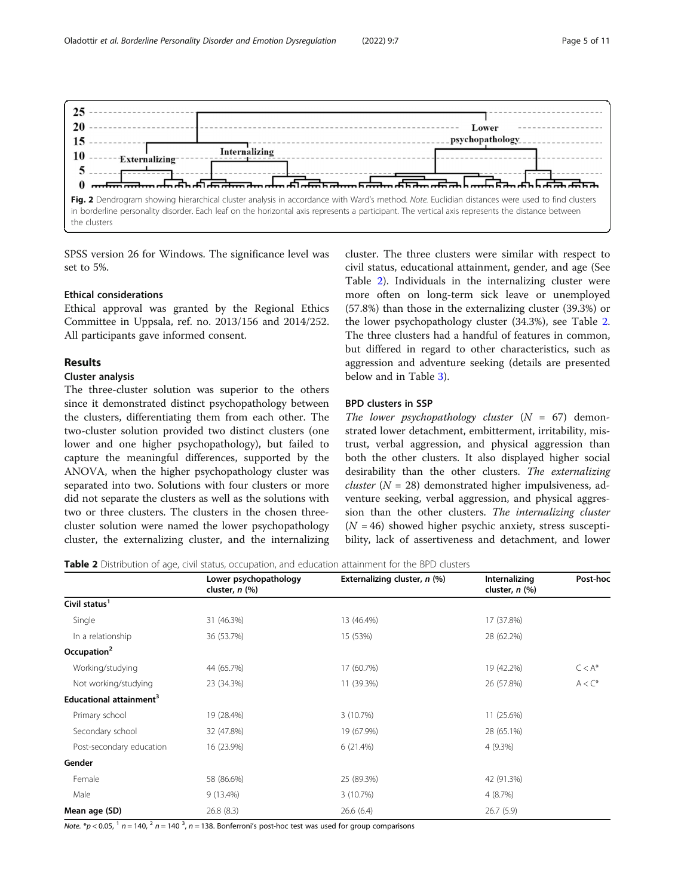Fig. 2 Dendrogram showing hierarchical cluster analysis in accordance with Ward's method. *Note.* Euclidian distances were used to find clusters in borderline personality disorder. Each leaf on the horizontal axis represents a participant. The vertical axis represents the distance between the clusters

SPSS version 26 for Windows. The significance level was set to 5%.

### Ethical considerations

Ethical approval was granted by the Regional Ethics Committee in Uppsala, ref. no. 2013/156 and 2014/252. All participants gave informed consent.

## Results

### Cluster analysis

The three-cluster solution was superior to the others since it demonstrated distinct psychopathology between the clusters, differentiating them from each other. The two-cluster solution provided two distinct clusters (one lower and one higher psychopathology), but failed to capture the meaningful differences, supported by the ANOVA, when the higher psychopathology cluster was separated into two. Solutions with four clusters or more did not separate the clusters as well as the solutions with two or three clusters. The clusters in the chosen three-cluster solution were named the lower psychopathology cluster, the externalizing cluster, and the internalizing cluster. The three clusters were similar with respect to civil status, educational attainment, gender, and age (See Table 2). Individuals in the internalizing cluster were more often on long-term sick leave or unemployed (57.8%) than those in the externalizing cluster (39.3%) or the lower psychopathology cluster (34.3%), see Table 2. The three clusters had a handful of features in common, but differed in regard to other characteristics, such as aggression and adventure seeking (details are presented below and in Table 3).

### BPD clusters in SSP

*The lower psychopathology cluster* ($N$ = 67) demonstrated lower detachment, embitterment, irritability, mistrust, verbal aggression, and physical aggression than both the other clusters. It also displayed higher social desirability than the other clusters. *The externalizing cluster* ($N$ = 28) demonstrated higher impulsiveness, adventure seeking, verbal aggression, and physical aggression than the other clusters. *The internalizing cluster* ($N$ = 46) showed higher psychic anxiety, stress susceptibility, lack of assertiveness and detachment, and lower

**Table 2** Distribution of age, civil status, occupation, and education attainment for the BPD clusters

| | Lower psychopathology cluster, *n* (%) | Externalizing cluster, *n* (%) | Internalizing cluster, *n* (%) | Post-hoc |
|---|---|---|---|---|
| **Civil status[1]** | | | | |
| Single | 31 (46.3%) | 13 (46.4%) | 17 (37.8%) | |
| In a relationship | 36 (53.7%) | 15 (53%) | 28 (62.2%) | |
| **Occupation[2]** | | | | |
| Working/studying | 44 (65.7%) | 17 (60.7%) | 19 (42.2%) | C < A* |
| Not working/studying | 23 (34.3%) | 11 (39.3%) | 26 (57.8%) | A < C* |
| **Educational attainment[3]** | | | | |
| Primary school | 19 (28.4%) | 3 (10.7%) | 11 (25.6%) | |
| Secondary school | 32 (47.8%) | 19 (67.9%) | 28 (65.1%) | |
| Post-secondary education | 16 (23.9%) | 6 (21.4%) | 4 (9.3%) | |
| **Gender** | | | | |
| Female | 58 (86.6%) | 25 (89.3%) | 42 (91.3%) | |
| Male | 9 (13.4%) | 3 (10.7%) | 4 (8.7%) | |
| **Mean age (SD)** | 26.8 (8.3) | 26.6 (6.4) | 26.7 (5.9) | |

*Note.* *$p < 0.05$, [1] $n = 140$, [2] $n = 140$ [3], $n = 138$. Bonferroni's post-hoc test was used for group comparisons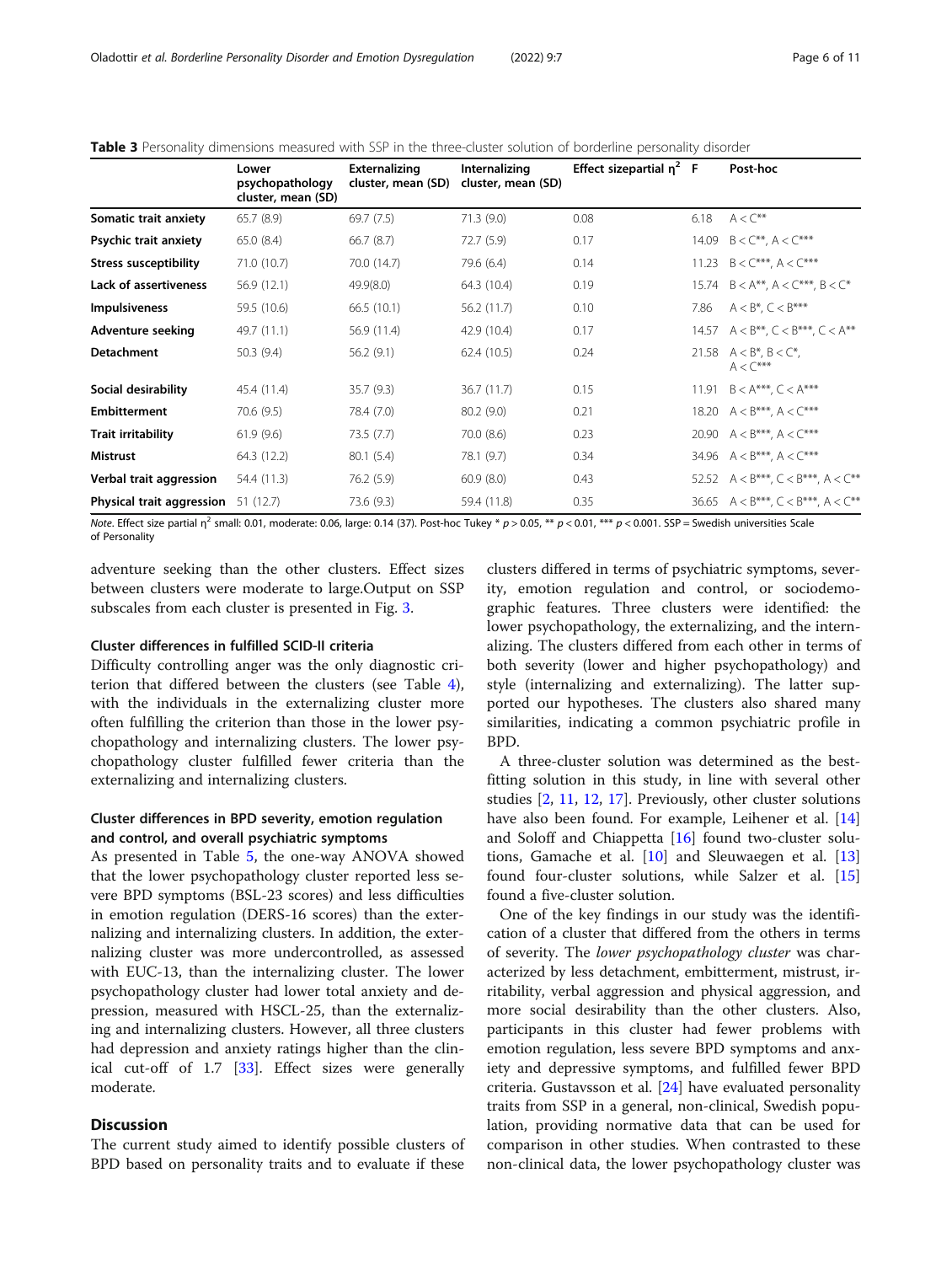**Table 3** Personality dimensions measured with SSP in the three-cluster solution of borderline personality disorder

| | Lower psychopathology cluster, mean (SD) | Externalizing cluster, mean (SD) | Internalizing cluster, mean (SD) | Effect sizepartial $\eta^2$ | F | Post-hoc |
|---|---|---|---|---|---|---|
| **Somatic trait anxiety** | 65.7 (8.9) | 69.7 (7.5) | 71.3 (9.0) | 0.08 | 6.18 | A < C** |
| **Psychic trait anxiety** | 65.0 (8.4) | 66.7 (8.7) | 72.7 (5.9) | 0.17 | 14.09 | B < C**, A < C*** |
| **Stress susceptibility** | 71.0 (10.7) | 70.0 (14.7) | 79.6 (6.4) | 0.14 | 11.23 | B < C***, A < C*** |
| **Lack of assertiveness** | 56.9 (12.1) | 49.9(8.0) | 64.3 (10.4) | 0.19 | 15.74 | B < A**, A < C***, B < C* |
| **Impulsiveness** | 59.5 (10.6) | 66.5 (10.1) | 56.2 (11.7) | 0.10 | 7.86 | A < B*, C < B*** |
| **Adventure seeking** | 49.7 (11.1) | 56.9 (11.4) | 42.9 (10.4) | 0.17 | 14.57 | A < B**, C < B***, C < A** |
| **Detachment** | 50.3 (9.4) | 56.2 (9.1) | 62.4 (10.5) | 0.24 | 21.58 | A < B*, B < C*, A < C*** |
| **Social desirability** | 45.4 (11.4) | 35.7 (9.3) | 36.7 (11.7) | 0.15 | 11.91 | B < A***, C < A*** |
| **Embitterment** | 70.6 (9.5) | 78.4 (7.0) | 80.2 (9.0) | 0.21 | 18.20 | A < B***, A < C*** |
| **Trait irritability** | 61.9 (9.6) | 73.5 (7.7) | 70.0 (8.6) | 0.23 | 20.90 | A < B***, A < C*** |
| **Mistrust** | 64.3 (12.2) | 80.1 (5.4) | 78.1 (9.7) | 0.34 | 34.96 | A < B***, A < C*** |
| **Verbal trait aggression** | 54.4 (11.3) | 76.2 (5.9) | 60.9 (8.0) | 0.43 | 52.52 | A < B***, C < B***, A < C** |
| **Physical trait aggression** | 51 (12.7) | 73.6 (9.3) | 59.4 (11.8) | 0.35 | 36.65 | A < B***, C < B***, A < C** |

*Note*. Effect size partial $\eta^2$ small: 0.01, moderate: 0.06, large: 0.14 (37). Post-hoc Tukey * $p > 0.05$, ** $p < 0.01$, *** $p < 0.001$. SSP = Swedish universities Scale of Personality

adventure seeking than the other clusters. Effect sizes between clusters were moderate to large.Output on SSP subscales from each cluster is presented in Fig. 3.

### Cluster differences in fulfilled SCID-II criteria

Difficulty controlling anger was the only diagnostic criterion that differed between the clusters (see Table 4), with the individuals in the externalizing cluster more often fulfilling the criterion than those in the lower psychopathology and internalizing clusters. The lower psychopathology cluster fulfilled fewer criteria than the externalizing and internalizing clusters.

### Cluster differences in BPD severity, emotion regulation and control, and overall psychiatric symptoms

As presented in Table 5, the one-way ANOVA showed that the lower psychopathology cluster reported less severe BPD symptoms (BSL-23 scores) and less difficulties in emotion regulation (DERS-16 scores) than the externalizing and internalizing clusters. In addition, the externalizing cluster was more undercontrolled, as assessed with EUC-13, than the internalizing cluster. The lower psychopathology cluster had lower total anxiety and depression, measured with HSCL-25, than the externalizing and internalizing clusters. However, all three clusters had depression and anxiety ratings higher than the clinical cut-off of 1.7 [33]. Effect sizes were generally moderate.

## Discussion

The current study aimed to identify possible clusters of BPD based on personality traits and to evaluate if these clusters differed in terms of psychiatric symptoms, severity, emotion regulation and control, or sociodemographic features. Three clusters were identified: the lower psychopathology, the externalizing, and the internalizing. The clusters differed from each other in terms of both severity (lower and higher psychopathology) and style (internalizing and externalizing). The latter supported our hypotheses. The clusters also shared many similarities, indicating a common psychiatric profile in BPD.

A three-cluster solution was determined as the best-fitting solution in this study, in line with several other studies [2, 11, 12, 17]. Previously, other cluster solutions have also been found. For example, Leihener et al. [14] and Soloff and Chiappetta [16] found two-cluster solutions, Gamache et al. [10] and Sleuwaegen et al. [13] found four-cluster solutions, while Salzer et al. [15] found a five-cluster solution.

One of the key findings in our study was the identification of a cluster that differed from the others in terms of severity. The *lower psychopathology cluster* was characterized by less detachment, embitterment, mistrust, irritability, verbal aggression and physical aggression, and more social desirability than the other clusters. Also, participants in this cluster had fewer problems with emotion regulation, less severe BPD symptoms and anxiety and depressive symptoms, and fulfilled fewer BPD criteria. Gustavsson et al. [24] have evaluated personality traits from SSP in a general, non-clinical, Swedish population, providing normative data that can be used for comparison in other studies. When contrasted to these non-clinical data, the lower psychopathology cluster was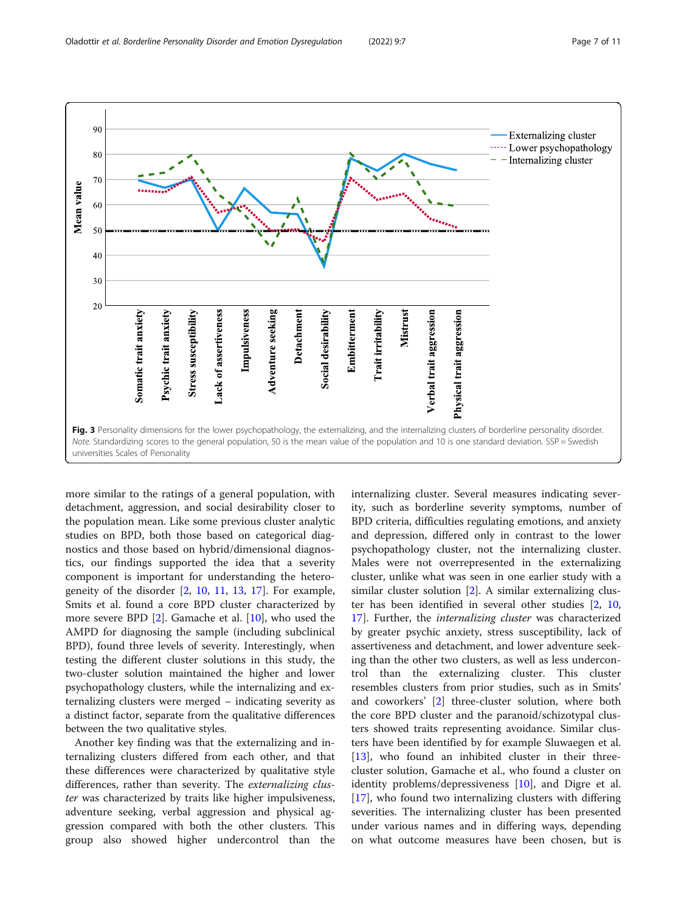Fig. 3 Personality dimensions for the lower psychopathology, the externalizing, and the internalizing clusters of borderline personality disorder. *Note.* Standardizing scores to the general population, 50 is the mean value of the population and 10 is one standard deviation. SSP = Swedish universities Scales of Personality

more similar to the ratings of a general population, with detachment, aggression, and social desirability closer to the population mean. Like some previous cluster analytic studies on BPD, both those based on categorical diagnostics and those based on hybrid/dimensional diagnostics, our findings supported the idea that a severity component is important for understanding the heterogeneity of the disorder [2, 10, 11, 13, 17]. For example, Smits et al. found a core BPD cluster characterized by more severe BPD [2]. Gamache et al. [10], who used the AMPD for diagnosing the sample (including subclinical BPD), found three levels of severity. Interestingly, when testing the different cluster solutions in this study, the two-cluster solution maintained the higher and lower psychopathology clusters, while the internalizing and externalizing clusters were merged – indicating severity as a distinct factor, separate from the qualitative differences between the two qualitative styles.

Another key finding was that the externalizing and internalizing clusters differed from each other, and that these differences were characterized by qualitative style differences, rather than severity. The *externalizing cluster* was characterized by traits like higher impulsiveness, adventure seeking, verbal aggression and physical aggression compared with both the other clusters. This group also showed higher undercontrol than the internalizing cluster. Several measures indicating severity, such as borderline severity symptoms, number of BPD criteria, difficulties regulating emotions, and anxiety and depression, differed only in contrast to the lower psychopathology cluster, not the internalizing cluster. Males were not overrepresented in the externalizing cluster, unlike what was seen in one earlier study with a similar cluster solution [2]. A similar externalizing cluster has been identified in several other studies [2, 10, 17]. Further, the *internalizing cluster* was characterized by greater psychic anxiety, stress susceptibility, lack of assertiveness and detachment, and lower adventure seeking than the other two clusters, as well as less undercontrol than the externalizing cluster. This cluster resembles clusters from prior studies, such as in Smits' and coworkers' [2] three-cluster solution, where both the core BPD cluster and the paranoid/schizotypal clusters showed traits representing avoidance. Similar clusters have been identified by for example Sluwaegen et al. [13], who found an inhibited cluster in their three-cluster solution, Gamache et al., who found a cluster on identity problems/depressiveness [10], and Digre et al. [17], who found two internalizing clusters with differing severities. The internalizing cluster has been presented under various names and in differing ways, depending on what outcome measures have been chosen, but is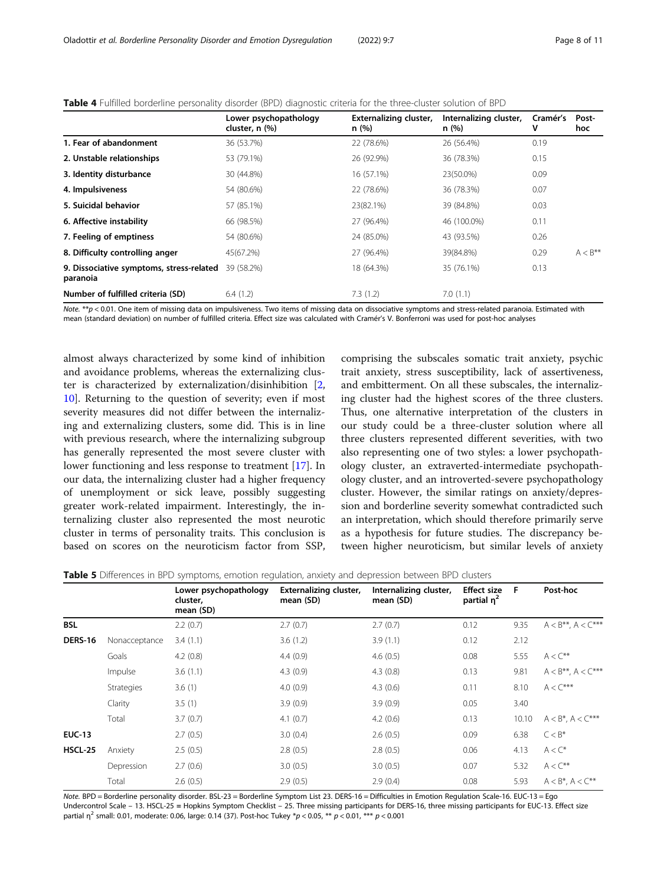**Table 4** Fulfilled borderline personality disorder (BPD) diagnostic criteria for the three-cluster solution of BPD

| | Lower psychopathology cluster, n (%) | Externalizing cluster, n (%) | Internalizing cluster, n (%) | Cramér's V | Post-hoc |
|---|---|---|---|---|---|
| **1. Fear of abandonment** | 36 (53.7%) | 22 (78.6%) | 26 (56.4%) | 0.19 | |
| **2. Unstable relationships** | 53 (79.1%) | 26 (92.9%) | 36 (78.3%) | 0.15 | |
| **3. Identity disturbance** | 30 (44.8%) | 16 (57.1%) | 23(50.0%) | 0.09 | |
| **4. Impulsiveness** | 54 (80.6%) | 22 (78.6%) | 36 (78.3%) | 0.07 | |
| **5. Suicidal behavior** | 57 (85.1%) | 23(82.1%) | 39 (84.8%) | 0.03 | |
| **6. Affective instability** | 66 (98.5%) | 27 (96.4%) | 46 (100.0%) | 0.11 | |
| **7. Feeling of emptiness** | 54 (80.6%) | 24 (85.0%) | 43 (93.5%) | 0.26 | |
| **8. Difficulty controlling anger** | 45(67.2%) | 27 (96.4%) | 39(84.8%) | 0.29 | A < B** |
| **9. Dissociative symptoms, stress-related paranoia** | 39 (58.2%) | 18 (64.3%) | 35 (76.1%) | 0.13 | |
| **Number of fulfilled criteria (SD)** | 6.4 (1.2) | 7.3 (1.2) | 7.0 (1.1) | | |

*Note.* **$p < 0.01$. One item of missing data on impulsiveness. Two items of missing data on dissociative symptoms and stress-related paranoia. Estimated with mean (standard deviation) on number of fulfilled criteria. Effect size was calculated with Cramér's V. Bonferroni was used for post-hoc analyses

almost always characterized by some kind of inhibition and avoidance problems, whereas the externalizing cluster is characterized by externalization/disinhibition [2, 10]. Returning to the question of severity; even if most severity measures did not differ between the internalizing and externalizing clusters, some did. This is in line with previous research, where the internalizing subgroup has generally represented the most severe cluster with lower functioning and less response to treatment [17]. In our data, the internalizing cluster had a higher frequency of unemployment or sick leave, possibly suggesting greater work-related impairment. Interestingly, the internalizing cluster also represented the most neurotic cluster in terms of personality traits. This conclusion is based on scores on the neuroticism factor from SSP, comprising the subscales somatic trait anxiety, psychic trait anxiety, stress susceptibility, lack of assertiveness, and embitterment. On all these subscales, the internalizing cluster had the highest scores of the three clusters. Thus, one alternative interpretation of the clusters in our study could be a three-cluster solution where all three clusters represented different severities, with two also representing one of two styles: a lower psychopathology cluster, an extraverted-intermediate psychopathology cluster, and an introverted-severe psychopathology cluster. However, the similar ratings on anxiety/depression and borderline severity somewhat contradicted such an interpretation, which should therefore primarily serve as a hypothesis for future studies. The discrepancy between higher neuroticism, but similar levels of anxiety

**Table 5** Differences in BPD symptoms, emotion regulation, anxiety and depression between BPD clusters

| | | Lower psychopathology cluster, mean (SD) | Externalizing cluster, mean (SD) | Internalizing cluster, mean (SD) | Effect size partial $\eta^2$ | F | Post-hoc |
|---|---|---|---|---|---|---|---|
| **BSL** | | 2.2 (0.7) | 2.7 (0.7) | 2.7 (0.7) | 0.12 | 9.35 | A < B**, A < C*** |
| **DERS-16** | Nonacceptance | 3.4 (1.1) | 3.6 (1.2) | 3.9 (1.1) | 0.12 | 2.12 | |
| | Goals | 4.2 (0.8) | 4.4 (0.9) | 4.6 (0.5) | 0.08 | 5.55 | A < C** |
| | Impulse | 3.6 (1.1) | 4.3 (0.9) | 4.3 (0.8) | 0.13 | 9.81 | A < B**, A < C*** |
| | Strategies | 3.6 (1) | 4.0 (0.9) | 4.3 (0.6) | 0.11 | 8.10 | A < C*** |
| | Clarity | 3.5 (1) | 3.9 (0.9) | 3.9 (0.9) | 0.05 | 3.40 | |
| | Total | 3.7 (0.7) | 4.1 (0.7) | 4.2 (0.6) | 0.13 | 10.10 | A < B*, A < C*** |
| **EUC-13** | | 2.7 (0.5) | 3.0 (0.4) | 2.6 (0.5) | 0.09 | 6.38 | C < B* |
| **HSCL-25** | Anxiety | 2.5 (0.5) | 2.8 (0.5) | 2.8 (0.5) | 0.06 | 4.13 | A < C* |
| | Depression | 2.7 (0.6) | 3.0 (0.5) | 3.0 (0.5) | 0.07 | 5.32 | A < C** |
| | Total | 2.6 (0.5) | 2.9 (0.5) | 2.9 (0.4) | 0.08 | 5.93 | A < B*, A < C** |

*Note.* BPD = Borderline personality disorder. BSL-23 = Borderline Symptom List 23. DERS-16 = Difficulties in Emotion Regulation Scale-16. EUC-13 = Ego Undercontrol Scale – 13. HSCL-25 = Hopkins Symptom Checklist – 25. Three missing participants for DERS-16, three missing participants for EUC-13. Effect size partial $\eta^2$ small: 0.01, moderate: 0.06, large: 0.14 (37). Post-hoc Tukey *$p < 0.05$, ** $p < 0.01$, *** $p < 0.001$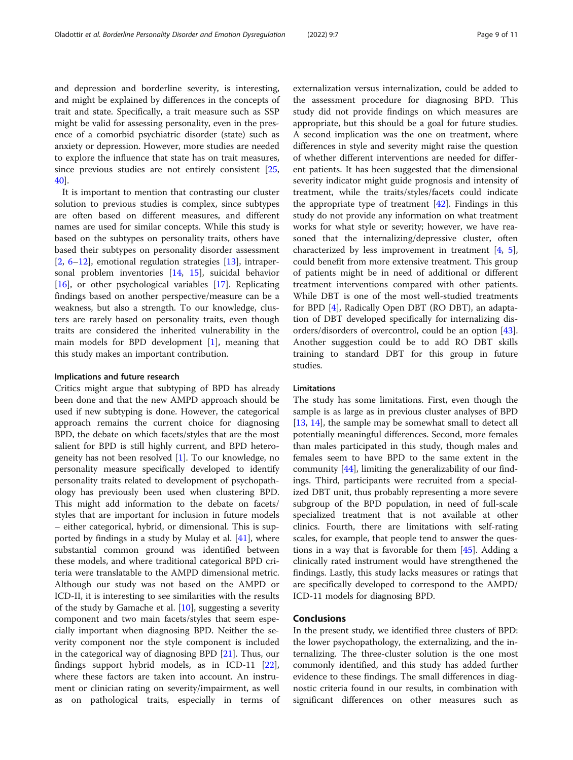and depression and borderline severity, is interesting, and might be explained by differences in the concepts of trait and state. Specifically, a trait measure such as SSP might be valid for assessing personality, even in the presence of a comorbid psychiatric disorder (state) such as anxiety or depression. However, more studies are needed to explore the influence that state has on trait measures, since previous studies are not entirely consistent [25, 40].

It is important to mention that contrasting our cluster solution to previous studies is complex, since subtypes are often based on different measures, and different names are used for similar concepts. While this study is based on the subtypes on personality traits, others have based their subtypes on personality disorder assessment [2, 6–12], emotional regulation strategies [13], intrapersonal problem inventories [14, 15], suicidal behavior [16], or other psychological variables [17]. Replicating findings based on another perspective/measure can be a weakness, but also a strength. To our knowledge, clusters are rarely based on personality traits, even though traits are considered the inherited vulnerability in the main models for BPD development [1], meaning that this study makes an important contribution.

#### Implications and future research

Critics might argue that subtyping of BPD has already been done and that the new AMPD approach should be used if new subtyping is done. However, the categorical approach remains the current choice for diagnosing BPD, the debate on which facets/styles that are the most salient for BPD is still highly current, and BPD heterogeneity has not been resolved [1]. To our knowledge, no personality measure specifically developed to identify personality traits related to development of psychopathology has previously been used when clustering BPD. This might add information to the debate on facets/styles that are important for inclusion in future models – either categorical, hybrid, or dimensional. This is supported by findings in a study by Mulay et al. [41], where substantial common ground was identified between these models, and where traditional categorical BPD criteria were translatable to the AMPD dimensional metric. Although our study was not based on the AMPD or ICD-II, it is interesting to see similarities with the results of the study by Gamache et al. [10], suggesting a severity component and two main facets/styles that seem especially important when diagnosing BPD. Neither the severity component nor the style component is included in the categorical way of diagnosing BPD [21]. Thus, our findings support hybrid models, as in ICD-11 [22], where these factors are taken into account. An instrument or clinician rating on severity/impairment, as well as on pathological traits, especially in terms of externalization versus internalization, could be added to the assessment procedure for diagnosing BPD. This study did not provide findings on which measures are appropriate, but this should be a goal for future studies. A second implication was the one on treatment, where differences in style and severity might raise the question of whether different interventions are needed for different patients. It has been suggested that the dimensional severity indicator might guide prognosis and intensity of treatment, while the traits/styles/facets could indicate the appropriate type of treatment [42]. Findings in this study do not provide any information on what treatment works for what style or severity; however, we have reasoned that the internalizing/depressive cluster, often characterized by less improvement in treatment [4, 5], could benefit from more extensive treatment. This group of patients might be in need of additional or different treatment interventions compared with other patients. While DBT is one of the most well-studied treatments for BPD [4], Radically Open DBT (RO DBT), an adaptation of DBT developed specifically for internalizing disorders/disorders of overcontrol, could be an option [43]. Another suggestion could be to add RO DBT skills training to standard DBT for this group in future studies.

#### Limitations

The study has some limitations. First, even though the sample is as large as in previous cluster analyses of BPD [13, 14], the sample may be somewhat small to detect all potentially meaningful differences. Second, more females than males participated in this study, though males and females seem to have BPD to the same extent in the community [44], limiting the generalizability of our findings. Third, participants were recruited from a specialized DBT unit, thus probably representing a more severe subgroup of the BPD population, in need of full-scale specialized treatment that is not available at other clinics. Fourth, there are limitations with self-rating scales, for example, that people tend to answer the questions in a way that is favorable for them [45]. Adding a clinically rated instrument would have strengthened the findings. Lastly, this study lacks measures or ratings that are specifically developed to correspond to the AMPD/ICD-11 models for diagnosing BPD.

## Conclusions

In the present study, we identified three clusters of BPD: the lower psychopathology, the externalizing, and the internalizing. The three-cluster solution is the one most commonly identified, and this study has added further evidence to these findings. The small differences in diagnostic criteria found in our results, in combination with significant differences on other measures such as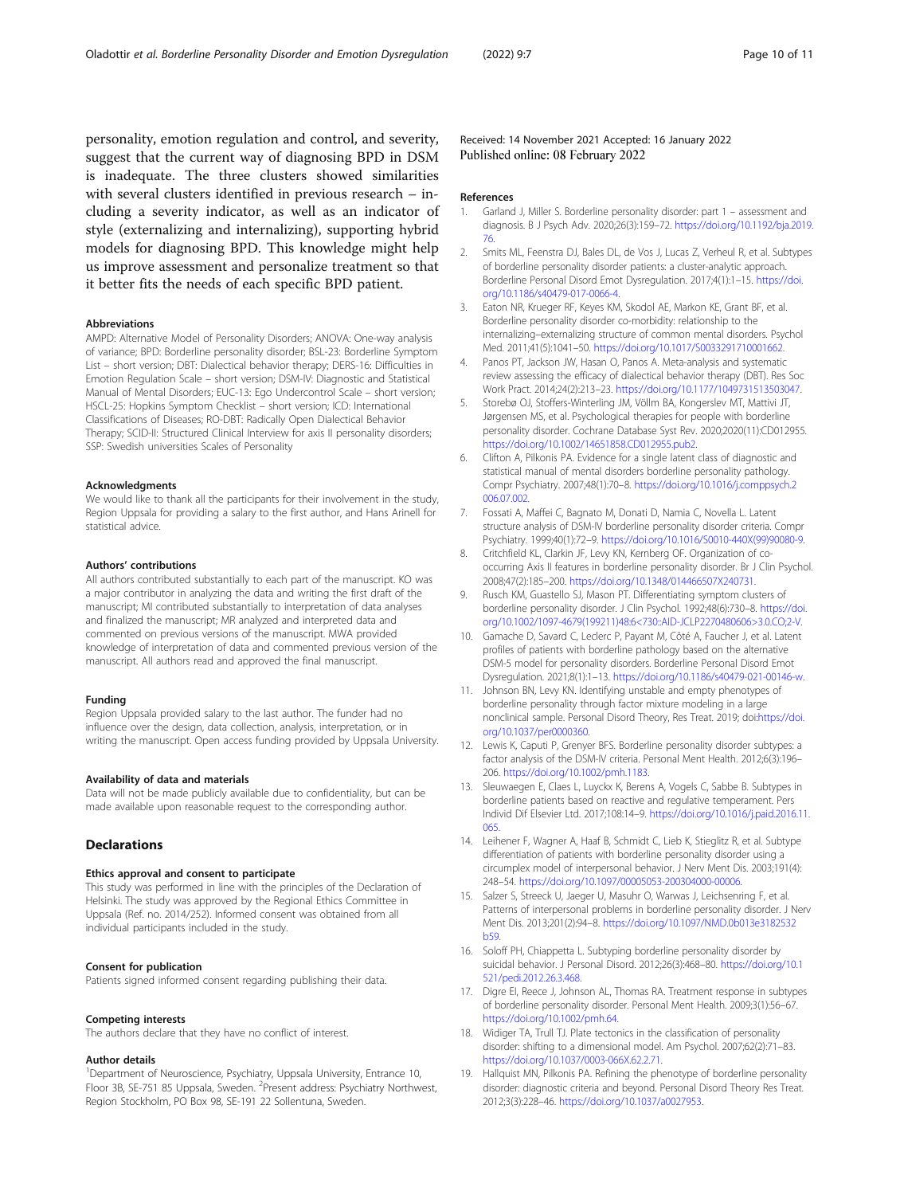personality, emotion regulation and control, and severity, suggest that the current way of diagnosing BPD in DSM is inadequate. The three clusters showed similarities with several clusters identified in previous research – including a severity indicator, as well as an indicator of style (externalizing and internalizing), supporting hybrid models for diagnosing BPD. This knowledge might help us improve assessment and personalize treatment so that it better fits the needs of each specific BPD patient.

#### Abbreviations

AMPD: Alternative Model of Personality Disorders; ANOVA: One-way analysis of variance; BPD: Borderline personality disorder; BSL-23: Borderline Symptom List – short version; DBT: Dialectical behavior therapy; DERS-16: Difficulties in Emotion Regulation Scale – short version; DSM-IV: Diagnostic and Statistical Manual of Mental Disorders; EUC-13: Ego Undercontrol Scale – short version; HSCL-25: Hopkins Symptom Checklist – short version; ICD: International Classifications of Diseases; RO-DBT: Radically Open Dialectical Behavior Therapy; SCID-II: Structured Clinical Interview for axis II personality disorders; SSP: Swedish universities Scales of Personality

#### Acknowledgments

We would like to thank all the participants for their involvement in the study, Region Uppsala for providing a salary to the first author, and Hans Arinell for statistical advice.

#### Authors' contributions

All authors contributed substantially to each part of the manuscript. KO was a major contributor in analyzing the data and writing the first draft of the manuscript; MI contributed substantially to interpretation of data analyses and finalized the manuscript; MR analyzed and interpreted data and commented on previous versions of the manuscript. MWA provided knowledge of interpretation of data and commented previous version of the manuscript. All authors read and approved the final manuscript.

#### Funding

Region Uppsala provided salary to the last author. The funder had no influence over the design, data collection, analysis, interpretation, or in writing the manuscript. Open access funding provided by Uppsala University.

#### Availability of data and materials

Data will not be made publicly available due to confidentiality, but can be made available upon reasonable request to the corresponding author.

## Declarations

#### Ethics approval and consent to participate

This study was performed in line with the principles of the Declaration of Helsinki. The study was approved by the Regional Ethics Committee in Uppsala (Ref. no. 2014/252). Informed consent was obtained from all individual participants included in the study.

#### Consent for publication

Patients signed informed consent regarding publishing their data.

#### Competing interests

The authors declare that they have no conflict of interest.

#### Author details

[1]Department of Neuroscience, Psychiatry, Uppsala University, Entrance 10, Floor 3B, SE-751 85 Uppsala, Sweden. [2]Present address: Psychiatry Northwest, Region Stockholm, PO Box 98, SE-191 22 Sollentuna, Sweden.

Received: 14 November 2021 Accepted: 16 January 2022
Published online: 08 February 2022

#### References

1. Garland J, Miller S. Borderline personality disorder: part 1 – assessment and diagnosis. B J Psych Adv. 2020;26(3):159–72. https://doi.org/10.1192/bja.2019.76.
2. Smits ML, Feenstra DJ, Bales DL, de Vos J, Lucas Z, Verheul R, et al. Subtypes of borderline personality disorder patients: a cluster-analytic approach. Borderline Personal Disord Emot Dysregulation. 2017;4(1):1–15. https://doi.org/10.1186/s40479-017-0066-4.
3. Eaton NR, Krueger RF, Keyes KM, Skodol AE, Markon KE, Grant BF, et al. Borderline personality disorder co-morbidity: relationship to the internalizing–externalizing structure of common mental disorders. Psychol Med. 2011;41(5):1041–50. https://doi.org/10.1017/S0033291710001662.
4. Panos PT, Jackson JW, Hasan O, Panos A. Meta-analysis and systematic review assessing the efficacy of dialectical behavior therapy (DBT). Res Soc Work Pract. 2014;24(2):213–23. https://doi.org/10.1177/1049731513503047.
5. Storebø OJ, Stoffers-Winterling JM, Völlm BA, Kongerslev MT, Mattivi JT, Jørgensen MS, et al. Psychological therapies for people with borderline personality disorder. Cochrane Database Syst Rev. 2020;2020(11):CD012955. https://doi.org/10.1002/14651858.CD012955.pub2.
6. Clifton A, Pilkonis PA. Evidence for a single latent class of diagnostic and statistical manual of mental disorders borderline personality pathology. Compr Psychiatry. 2007;48(1):70–8. https://doi.org/10.1016/j.comppsych.2006.07.002.
7. Fossati A, Maffei C, Bagnato M, Donati D, Namia C, Novella L. Latent structure analysis of DSM-IV borderline personality disorder criteria. Compr Psychiatry. 1999;40(1):72–9. https://doi.org/10.1016/S0010-440X(99)90080-9.
8. Critchfield KL, Clarkin JF, Levy KN, Kernberg OF. Organization of co-occurring Axis II features in borderline personality disorder. Br J Clin Psychol. 2008;47(2):185–200. https://doi.org/10.1348/014466507X240731.
9. Rusch KM, Guastello SJ, Mason PT. Differentiating symptom clusters of borderline personality disorder. J Clin Psychol. 1992;48(6):730–8. https://doi.org/10.1002/1097-4679(199211)48:6<730::AID-JCLP2270480606>3.0.CO;2-V.
10. Gamache D, Savard C, Leclerc P, Payant M, Côté A, Faucher J, et al. Latent profiles of patients with borderline pathology based on the alternative DSM-5 model for personality disorders. Borderline Personal Disord Emot Dysregulation. 2021;8(1):1–13. https://doi.org/10.1186/s40479-021-00146-w.
11. Johnson BN, Levy KN. Identifying unstable and empty phenotypes of borderline personality through factor mixture modeling in a large nonclinical sample. Personal Disord Theory, Res Treat. 2019; doi:https://doi.org/10.1037/per0000360.
12. Lewis K, Caputi P, Grenyer BFS. Borderline personality disorder subtypes: a factor analysis of the DSM-IV criteria. Personal Ment Health. 2012;6(3):196–206. https://doi.org/10.1002/pmh.1183.
13. Sleuwaegen E, Claes L, Luyckx K, Berens A, Vogels C, Sabbe B. Subtypes in borderline patients based on reactive and regulative temperament. Pers Individ Dif Elsevier Ltd. 2017;108:14–9. https://doi.org/10.1016/j.paid.2016.11.065.
14. Leihener F, Wagner A, Haaf B, Schmidt C, Lieb K, Stieglitz R, et al. Subtype differentiation of patients with borderline personality disorder using a circumplex model of interpersonal behavior. J Nerv Ment Dis. 2003;191(4):248–54. https://doi.org/10.1097/00005053-200304000-00006.
15. Salzer S, Streeck U, Jaeger U, Masuhr O, Warwas J, Leichsenring F, et al. Patterns of interpersonal problems in borderline personality disorder. J Nerv Ment Dis. 2013;201(2):94–8. https://doi.org/10.1097/NMD.0b013e3182532b59.
16. Soloff PH, Chiappetta L. Subtyping borderline personality disorder by suicidal behavior. J Personal Disord. 2012;26(3):468–80. https://doi.org/10.1521/pedi.2012.26.3.468.
17. Digre EI, Reece J, Johnson AL, Thomas RA. Treatment response in subtypes of borderline personality disorder. Personal Ment Health. 2009;3(1):56–67. https://doi.org/10.1002/pmh.64.
18. Widiger TA, Trull TJ. Plate tectonics in the classification of personality disorder: shifting to a dimensional model. Am Psychol. 2007;62(2):71–83. https://doi.org/10.1037/0003-066X.62.2.71.
19. Hallquist MN, Pilkonis PA. Refining the phenotype of borderline personality disorder: diagnostic criteria and beyond. Personal Disord Theory Res Treat. 2012;3(3):228–46. https://doi.org/10.1037/a0027953.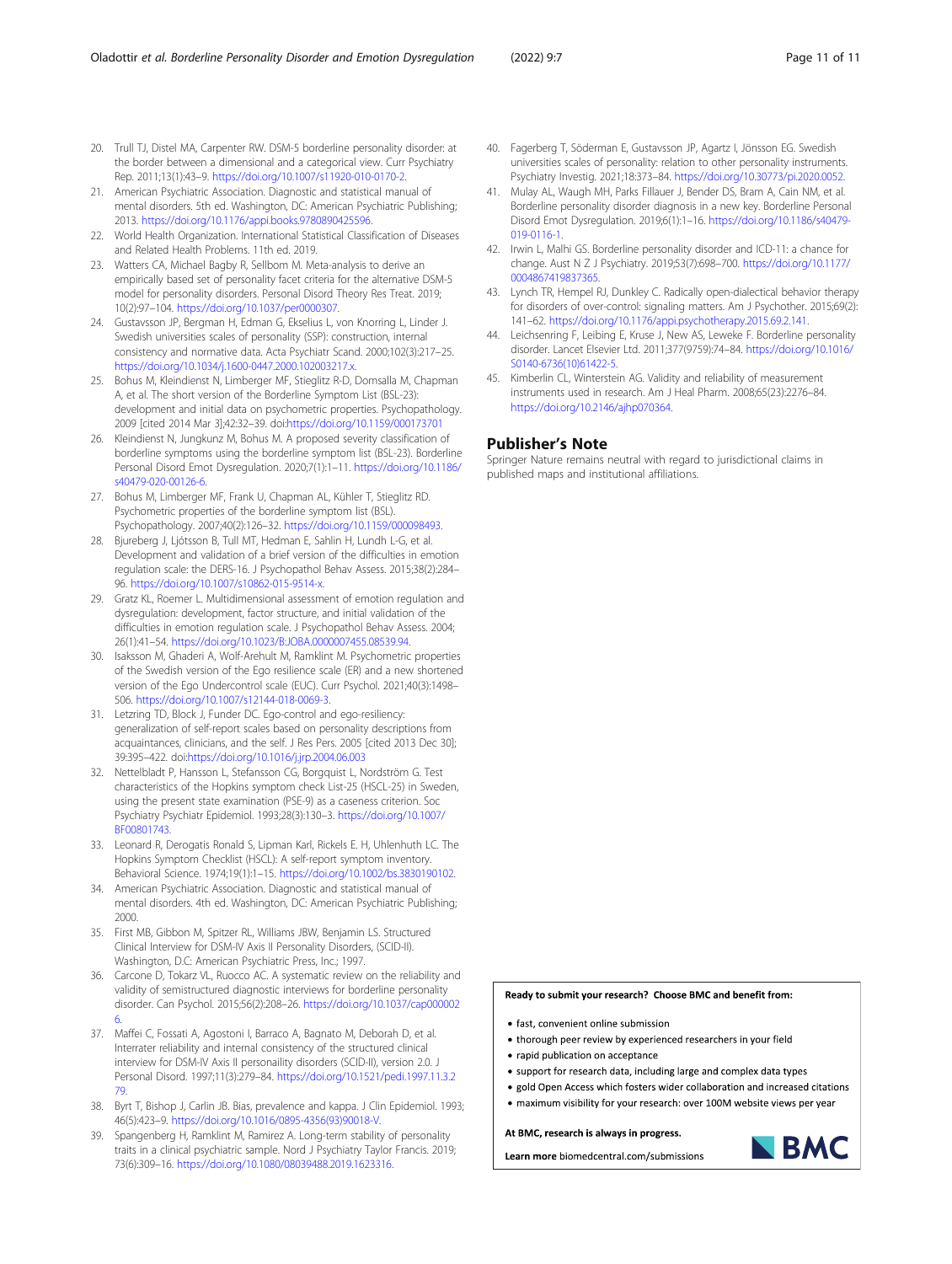20. Trull TJ, Distel MA, Carpenter RW. DSM-5 borderline personality disorder: at the border between a dimensional and a categorical view. Curr Psychiatry Rep. 2011;13(1):43–9. https://doi.org/10.1007/s11920-010-0170-2.
21. American Psychiatric Association. Diagnostic and statistical manual of mental disorders. 5th ed. Washington, DC: American Psychiatric Publishing; 2013. https://doi.org/10.1176/appi.books.9780890425596.
22. World Health Organization. International Statistical Classification of Diseases and Related Health Problems. 11th ed. 2019.
23. Watters CA, Michael Bagby R, Sellbom M. Meta-analysis to derive an empirically based set of personality facet criteria for the alternative DSM-5 model for personality disorders. Personal Disord Theory Res Treat. 2019; 10(2):97–104. https://doi.org/10.1037/per0000307.
24. Gustavsson JP, Bergman H, Edman G, Ekselius L, von Knorring L, Linder J. Swedish universities scales of personality (SSP): construction, internal consistency and normative data. Acta Psychiatr Scand. 2000;102(3):217–25. https://doi.org/10.1034/j.1600-0447.2000.102003217.x.
25. Bohus M, Kleindienst N, Limberger MF, Stieglitz R-D, Domsalla M, Chapman A, et al. The short version of the Borderline Symptom List (BSL-23): development and initial data on psychometric properties. Psychopathology. 2009 [cited 2014 Mar 3];42:32–39. doi:https://doi.org/10.1159/000173701
26. Kleindienst N, Jungkunz M, Bohus M. A proposed severity classification of borderline symptoms using the borderline symptom list (BSL-23). Borderline Personal Disord Emot Dysregulation. 2020;7(1):1–11. https://doi.org/10.1186/s40479-020-00126-6.
27. Bohus M, Limberger MF, Frank U, Chapman AL, Kühler T, Stieglitz RD. Psychometric properties of the borderline symptom list (BSL). Psychopathology. 2007;40(2):126–32. https://doi.org/10.1159/000098493.
28. Bjureberg J, Ljótsson B, Tull MT, Hedman E, Sahlin H, Lundh L-G, et al. Development and validation of a brief version of the difficulties in emotion regulation scale: the DERS-16. J Psychopathol Behav Assess. 2015;38(2):284–96. https://doi.org/10.1007/s10862-015-9514-x.
29. Gratz KL, Roemer L. Multidimensional assessment of emotion regulation and dysregulation: development, factor structure, and initial validation of the difficulties in emotion regulation scale. J Psychopathol Behav Assess. 2004; 26(1):41–54. https://doi.org/10.1023/B:JOBA.0000007455.08539.94.
30. Isaksson M, Ghaderi A, Wolf-Arehult M, Ramklint M. Psychometric properties of the Swedish version of the Ego resilience scale (ER) and a new shortened version of the Ego Undercontrol scale (EUC). Curr Psychol. 2021;40(3):1498–506. https://doi.org/10.1007/s12144-018-0069-3.
31. Letzring TD, Block J, Funder DC. Ego-control and ego-resiliency: generalization of self-report scales based on personality descriptions from acquaintances, clinicians, and the self. J Res Pers. 2005 [cited 2013 Dec 30]; 39:395–422. doi:https://doi.org/10.1016/j.jrp.2004.06.003
32. Nettelbladt P, Hansson L, Stefansson CG, Borgquist L, Nordström G. Test characteristics of the Hopkins symptom check List-25 (HSCL-25) in Sweden, using the present state examination (PSE-9) as a caseness criterion. Soc Psychiatry Psychiatr Epidemiol. 1993;28(3):130–3. https://doi.org/10.1007/BF00801743.
33. Leonard R, Derogatis Ronald S, Lipman Karl, Rickels E. H, Uhlenhuth LC. The Hopkins Symptom Checklist (HSCL): A self-report symptom inventory. Behavioral Science. 1974;19(1):1–15. https://doi.org/10.1002/bs.3830190102.
34. American Psychiatric Association. Diagnostic and statistical manual of mental disorders. 4th ed. Washington, DC: American Psychiatric Publishing; 2000.
35. First MB, Gibbon M, Spitzer RL, Williams JBW, Benjamin LS. Structured Clinical Interview for DSM-IV Axis II Personality Disorders, (SCID-II). Washington, D.C: American Psychiatric Press, Inc.; 1997.
36. Carcone D, Tokarz VL, Ruocco AC. A systematic review on the reliability and validity of semistructured diagnostic interviews for borderline personality disorder. Can Psychol. 2015;56(2):208–26. https://doi.org/10.1037/cap0000026.
37. Maffei C, Fossati A, Agostoni I, Barraco A, Bagnato M, Deborah D, et al. Interrater reliability and internal consistency of the structured clinical interview for DSM-IV Axis II personaility disorders (SCID-II), version 2.0. J Personal Disord. 1997;11(3):279–84. https://doi.org/10.1521/pedi.1997.11.3.279.
38. Byrt T, Bishop J, Carlin JB. Bias, prevalence and kappa. J Clin Epidemiol. 1993; 46(5):423–9. https://doi.org/10.1016/0895-4356(93)90018-V.
39. Spangenberg H, Ramklint M, Ramirez A. Long-term stability of personality traits in a clinical psychiatric sample. Nord J Psychiatry Taylor Francis. 2019; 73(6):309–16. https://doi.org/10.1080/08039488.2019.1623316.
40. Fagerberg T, Söderman E, Gustavsson JP, Agartz I, Jönsson EG. Swedish universities scales of personality: relation to other personality instruments. Psychiatry Investig. 2021;18:373–84. https://doi.org/10.30773/pi.2020.0052.
41. Mulay AL, Waugh MH, Parks Fillauer J, Bender DS, Bram A, Cain NM, et al. Borderline personality disorder diagnosis in a new key. Borderline Personal Disord Emot Dysregulation. 2019;6(1):1–16. https://doi.org/10.1186/s40479-019-0116-1.
42. Irwin L, Malhi GS. Borderline personality disorder and ICD-11: a chance for change. Aust N Z J Psychiatry. 2019;53(7):698–700. https://doi.org/10.1177/0004867419837365.
43. Lynch TR, Hempel RJ, Dunkley C. Radically open-dialectical behavior therapy for disorders of over-control: signaling matters. Am J Psychother. 2015;69(2): 141–62. https://doi.org/10.1176/appi.psychotherapy.2015.69.2.141.
44. Leichsenring F, Leibing E, Kruse J, New AS, Leweke F. Borderline personality disorder. Lancet Elsevier Ltd. 2011;377(9759):74–84. https://doi.org/10.1016/S0140-6736(10)61422-5.
45. Kimberlin CL, Winterstein AG. Validity and reliability of measurement instruments used in research. Am J Heal Pharm. 2008;65(23):2276–84. https://doi.org/10.2146/ajhp070364.

## Publisher's Note

Springer Nature remains neutral with regard to jurisdictional claims in published maps and institutional affiliations.

**Ready to submit your research? Choose BMC and benefit from:**

- fast, convenient online submission
- thorough peer review by experienced researchers in your field
- rapid publication on acceptance
- support for research data, including large and complex data types
- gold Open Access which fosters wider collaboration and increased citations
- maximum visibility for your research: over 100M website views per year

**At BMC, research is always in progress.**

**Learn more** biomedcentral.com/submissions

BMC